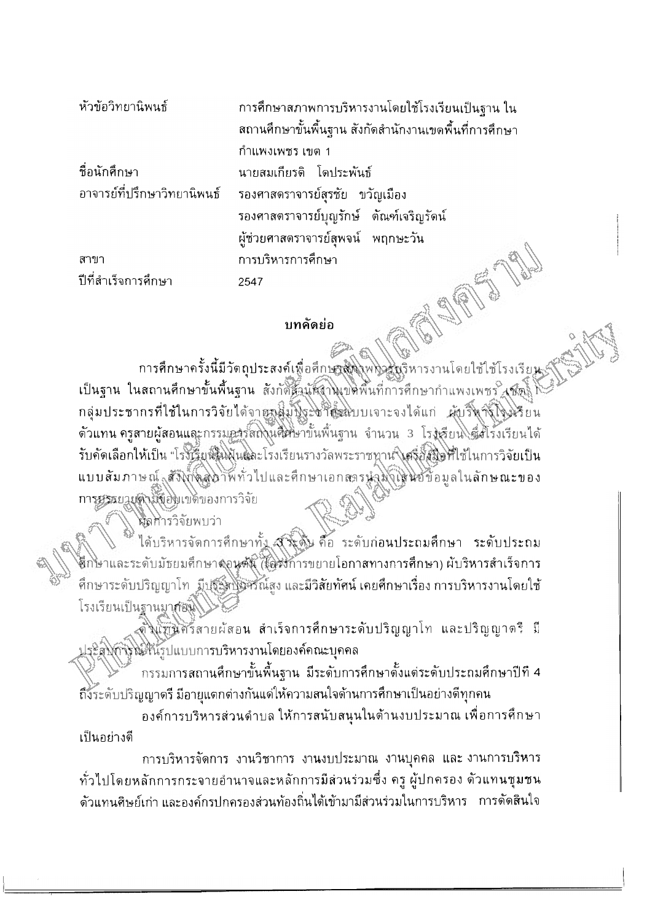| | |
|---|---|
| หัวข้อวิทยานิพนธ์ | การศึกษาสภาพการบริหารงานโดยใช้โรงเรียนเป็นฐาน ในสถานศึกษาขั้นพื้นฐาน สังกัดสำนักงานเขตพื้นที่การศึกษากำแพงเพชร เขต 1 |
| ชื่อนักศึกษา | นายสมเกียรติ โตประพันธ์ |
| อาจารย์ที่ปรึกษาวิทยานิพนธ์ | รองศาสตราจารย์สุรชัย ขวัญเมือง<br>รองศาสตราจารย์บุญรักษ์ ตัณฑ์เจริญรัตน์<br>ผู้ช่วยศาสตราจารย์สุพจน์ พฤกษะวัน |
| สาขา | การบริหารการศึกษา |
| ปีที่สำเร็จการศึกษา | 2547 |

## บทคัดย่อ

การศึกษาครั้งนี้มีวัตถุประสงค์เพื่อศึกษาสภาพการบริหารงานโดยใช้โรงเรียนเป็นฐาน ในสถานศึกษาขั้นพื้นฐาน สังกัดสำนักงานเขตพื้นที่การศึกษากำแพงเพชร เขต 1 กลุ่มประชากรที่ใช้ในการวิจัยได้จากกลุ่มประชากรแบบเจาะจงได้แก่ ผู้บริหารโรงเรียน ตัวแทน ครูสายผู้สอนและกรรมการสถานศึกษาขั้นพื้นฐาน จำนวน 3 โรงเรียน ซึ่งโรงเรียนได้รับคัดเลือกให้เป็น "โรงเรียนในฝันและโรงเรียนรางวัลพระราชทาน" เครื่องมือที่ใช้ในการวิจัยเป็นแบบสัมภาษณ์ สังเกตสภาพทั่วไปและศึกษาเอกสารนำมาเสนอข้อมูลในลักษณะของการบรรยายตามขอบเขตของการวิจัย

ผลการวิจัยพบว่า

ได้บริหารจัดการศึกษาทั้ง 3 ระดับ คือ ระดับก่อนประถมศึกษา ระดับประถมศึกษาและระดับมัธยมศึกษาตอนต้น (โครงการขยายโอกาสทางการศึกษา) ผู้บริหารสำเร็จการศึกษาระดับปริญญาโท มีประสบการณ์สูง และมีวิสัยทัศน์ เคยศึกษาเรื่อง การบริหารงานโดยใช้โรงเรียนเป็นฐานมาก่อน

ตัวแทนครูสายผู้สอน สำเร็จการศึกษาระดับปริญญาโท และปริญญาตรี มีประสบการณ์ในรูปแบบการบริหารงานโดยองค์คณะบุคคล

กรรมการสถานศึกษาขั้นพื้นฐาน มีระดับการศึกษาตั้งแต่ระดับประถมศึกษาปีที่ 4 ถึงระดับปริญญาตรี มีอายุแตกต่างกันแต่ให้ความสนใจด้านการศึกษาเป็นอย่างดีทุกคน

องค์การบริหารส่วนตำบล ให้การสนับสนุนในด้านงบประมาณ เพื่อการศึกษาเป็นอย่างดี

การบริหารจัดการ งานวิชาการ งานงบประมาณ งานบุคคล และ งานการบริหารทั่วไปโดยหลักการกระจายอำนาจและหลักการมีส่วนร่วมซึ่ง ครู ผู้ปกครอง ตัวแทนชุมชน ตัวแทนศิษย์เก่า และองค์กรปกครองส่วนท้องถิ่นได้เข้ามามีส่วนร่วมในการบริหาร การตัดสินใจ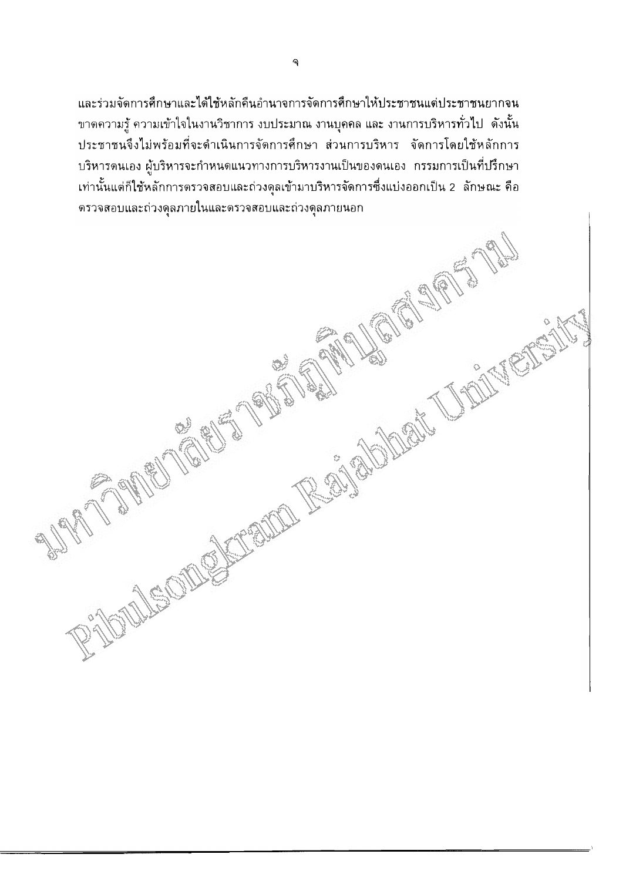และร่วมจัดการศึกษาและได้ใช้หลักคืนอำนาจการจัดการศึกษาให้ประชาชนแต่ประชาชนยากจน ขาดความรู้ ความเข้าใจในงานวิชาการ งบประมาณ งานบุคคล และ งานการบริหารทั่วไป ดังนั้น ประชาชนจึงไม่พร้อมที่จะดำเนินการจัดการศึกษา ส่วนการบริหาร จัดการโดยใช้หลักการบริหารตนเอง ผู้บริหารจะกำหนดแนวทางการบริหารงานเป็นของตนเอง กรรมการเป็นที่ปรึกษาเท่านั้นแต่ก็ใช้หลักการตรวจสอบและถ่วงดุลเข้ามาบริหารจัดการซึ่งแบ่งออกเป็น 2 ลักษณะ คือ ตรวจสอบและถ่วงดุลภายในและตรวจสอบและถ่วงดุลภายนอก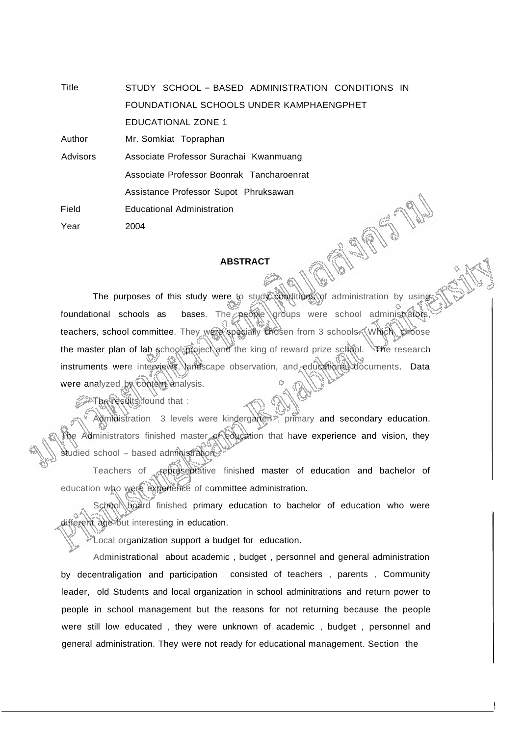| | |
|---|---|
| Title | STUDY SCHOOL – BASED ADMINISTRATION CONDITIONS IN FOUNDATIONAL SCHOOLS UNDER KAMPHAENGPHET EDUCATIONAL ZONE 1 |
| Author | Mr. Somkiat Topraphan |
| Advisors | Associate Professor Surachai Kwanmuang |
| | Associate Professor Boonrak Tancharoenrat |
| | Assistance Professor Supot Phruksawan |
| Field | Educational Administration |
| Year | 2004 |

## ABSTRACT

The purposes of this study were to study conditions of administration by using foundational schools as bases. The people groups were school administrators, teachers, school committee. They were specially chosen from 3 schools. Which choose the master plan of lab school project and the king of reward prize school. The research instruments were interviews, landscape observation, and educational documents. Data were analyzed by content analysis.

The results found that :

Administration 3 levels were kindergarten , primary and secondary education. The Administrators finished master of education that have experience and vision, they studied school – based administration.

Teachers of representative finished master of education and bachelor of education who were experience of committee administration.

School board finished primary education to bachelor of education who were different age but interesting in education.

Local organization support a budget for education.

Administrational about academic , budget , personnel and general administration by decentraligation and participation consisted of teachers , parents , Community leader, old Students and local organization in school adminitrations and return power to people in school management but the reasons for not returning because the people were still low educated , they were unknown of academic , budget , personnel and general administration. They were not ready for educational management. Section the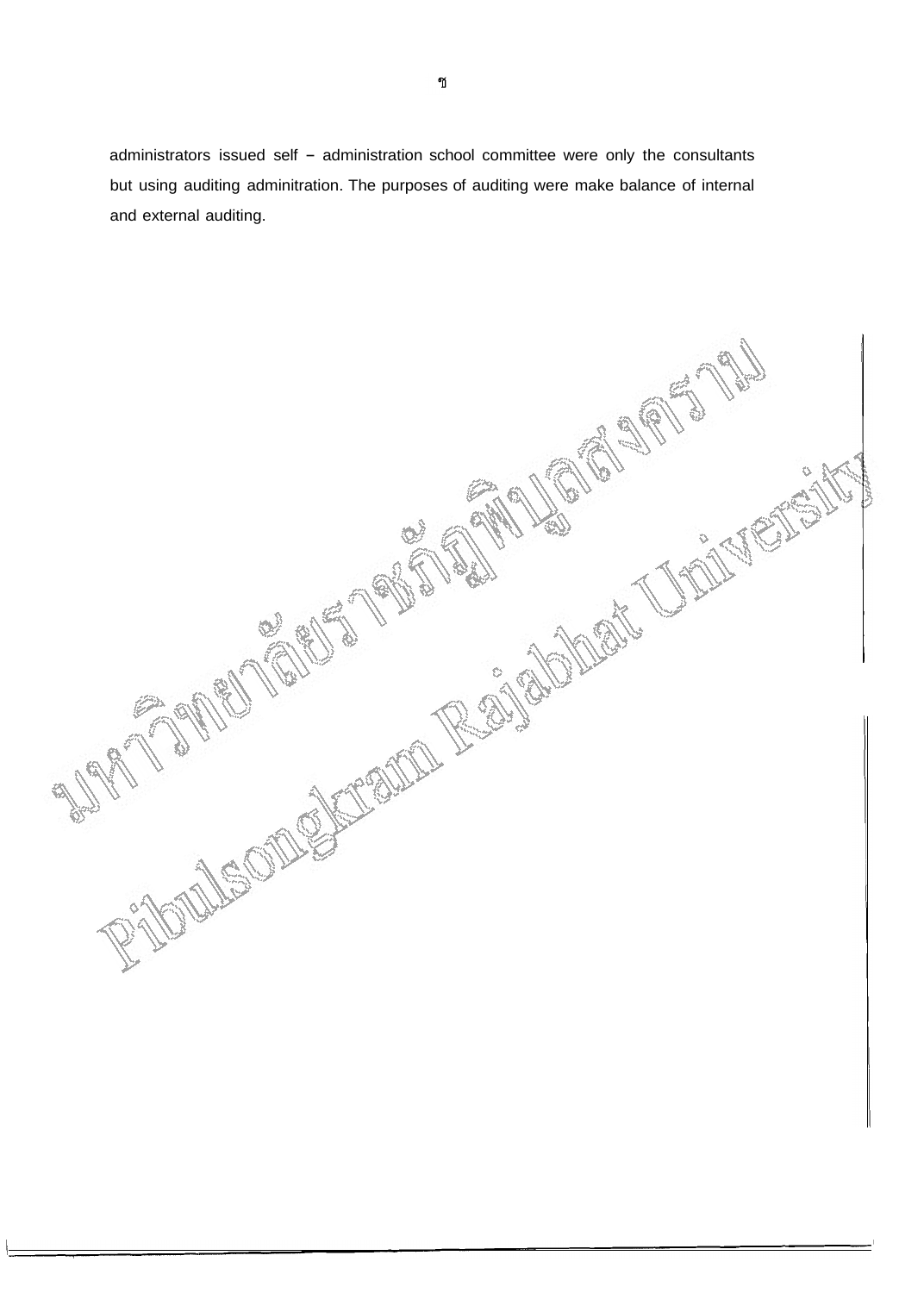administrators issued self – administration school committee were only the consultants but using auditing adminitration. The purposes of auditing were make balance of internal and external auditing.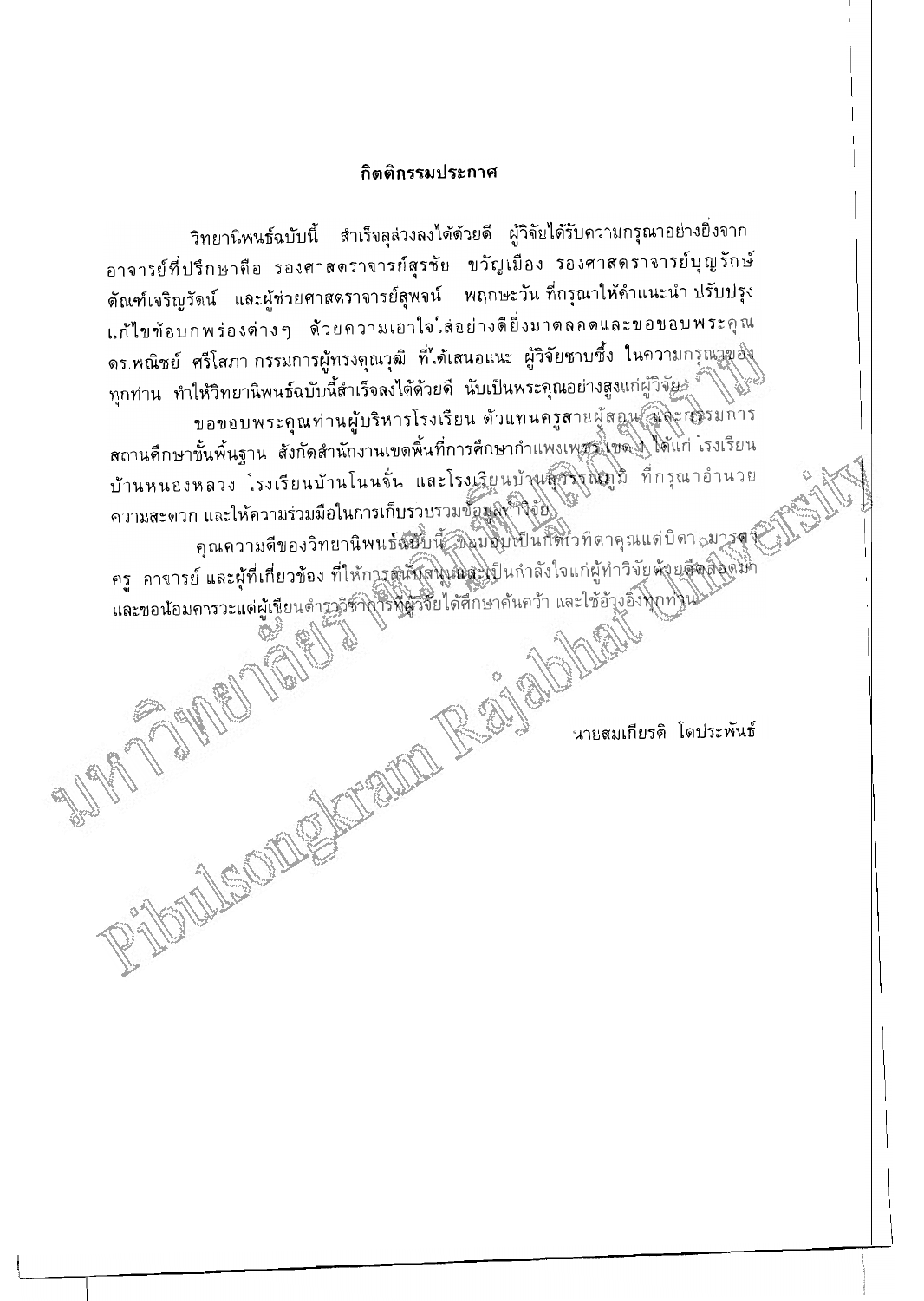## กิตติกรรมประกาศ

วิทยานิพนธ์ฉบับนี้ สำเร็จลุล่วงลงได้ด้วยดี ผู้วิจัยได้รับความกรุณาอย่างยิ่งจากอาจารย์ที่ปรึกษาคือ รองศาสตราจารย์สุรชัย ขวัญเมือง รองศาสตราจารย์บุญรักษ์ ตัณฑ์เจริญรัตน์ และผู้ช่วยศาสตราจารย์สุพจน์ พฤกษะวัน ที่กรุณาให้คำแนะนำ ปรับปรุงแก้ไขข้อบกพร่องต่างๆ ด้วยความเอาใจใส่อย่างดียิ่งมาตลอดและขอขอบพระคุณ ดร.พณิชย์ ศรีโสภา กรรมการผู้ทรงคุณวุฒิ ที่ได้เสนอแนะ ผู้วิจัยซาบซึ้ง ในความกรุณาของทุกท่าน ทำให้วิทยานิพนธ์ฉบับนี้สำเร็จลงได้ด้วยดี นับเป็นพระคุณอย่างสูงแก่ผู้วิจัย

ขอขอบพระคุณท่านผู้บริหารโรงเรียน ตัวแทนครูสายผู้สอน และกรรมการสถานศึกษาขั้นพื้นฐาน สังกัดสำนักงานเขตพื้นที่การศึกษากำแพงเพชร เขต 1 ได้แก่ โรงเรียนบ้านหนองหลวง โรงเรียนบ้านโนนจั่น และโรงเรียนบ้านสุวรรณภูมิ ที่กรุณาอำนวยความสะดวก และให้ความร่วมมือในการเก็บรวบรวมข้อมูลที่ทำวิจัย

คุณความดีของวิทยานิพนธ์ฉบับนี้ ขอมอบเป็นกตัญญูกตเวทิตาคุณแด่บิดา มารดา ครู อาจารย์ และผู้ที่เกี่ยวข้อง ที่ให้การสนับสนุนและเป็นกำลังใจแก่ผู้ทำวิจัยด้วยดีตลอดมา และขอน้อมคารวะแด่ผู้เขียนตำราวิชาการที่ผู้วิจัยได้ศึกษาค้นคว้า และใช้อ้างอิงทุกท่าน

นายสมเกียรติ โดประพันธ์